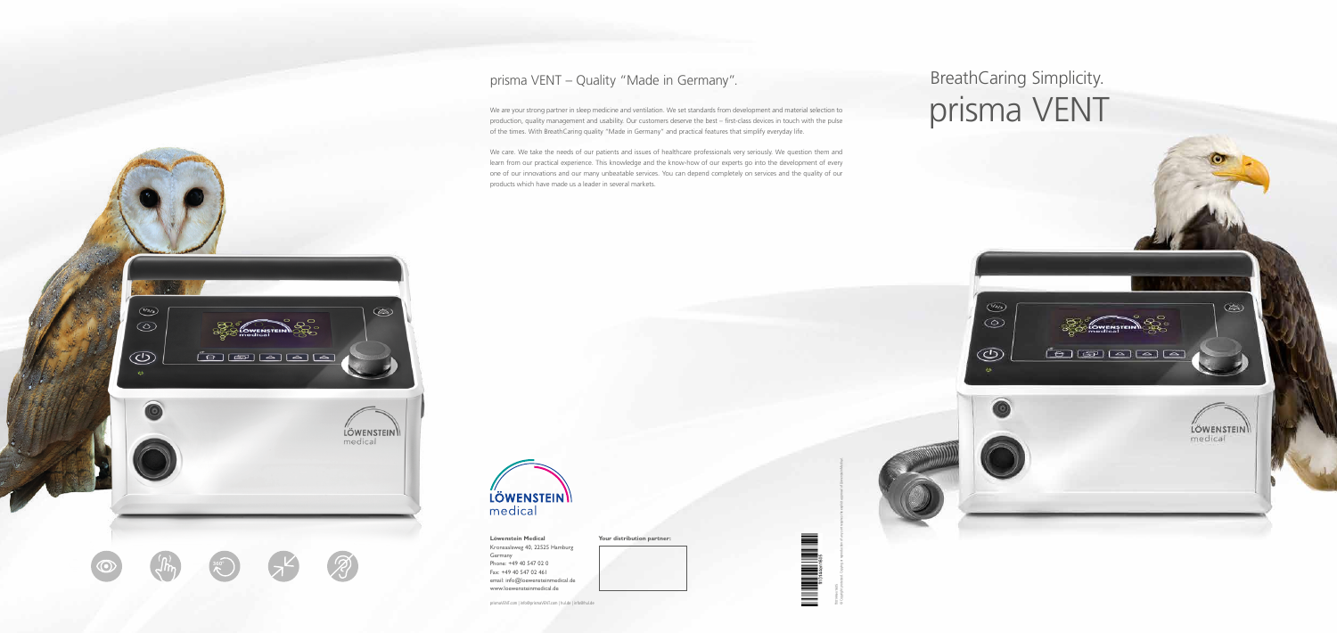## prisma VENT – Quality "Made in Germany".

We are your strong partner in sleep medicine and ventilation. We set standards from development and material selection to production, quality management and usability. Our customers deserve the best – first-class devices in touch with the pulse of the times. With BreathCaring quality "Made in Germany" and practical features that simplify everyday life.

We care. We take the needs of our patients and issues of healthcare professionals very seriously. We question them and learn from our practical experience. This knowledge and the know-how of our experts go into the development of every one of our innovations and our many unbeatable services. You can depend completely on services and the quality of our products which have made us a leader in several markets.

**Löwenstein Medical**
Kronsaalsweg 40, 22525 Hamburg
Germany
Phone: +49 40 547 02 0
Fax: +49 40 547 02 461
email: info@loewensteinmedical.de
www.loewensteinmedical.de

**Your distribution partner:**

prismaVENT.com | info@prismaVENT.com | ...

# BreathCaring Simplicity.

# prisma VENT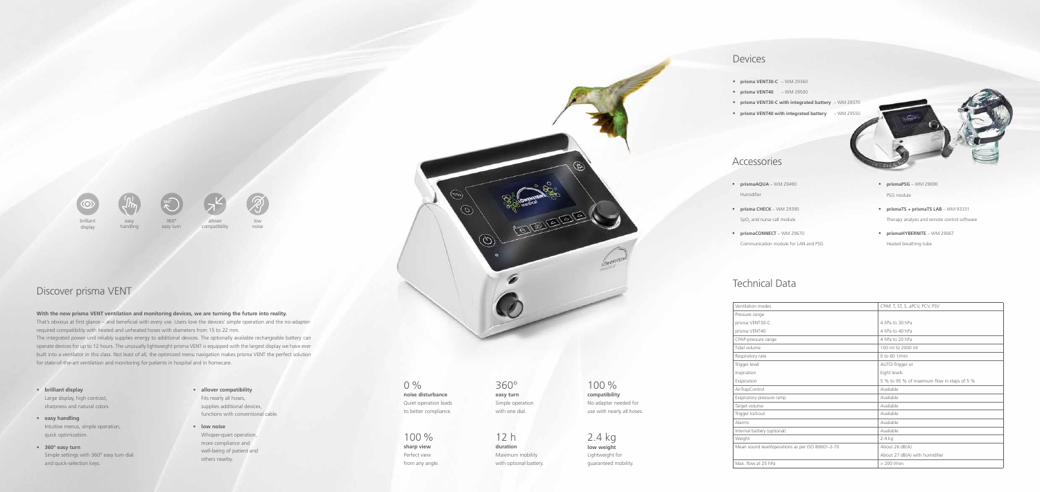brilliant display

easy handling

360° easy turn

allover compatibility

low noise

## Discover prisma VENT

**With the new prisma VENT ventilation and monitoring devices, we are turning the future into reality.**

That's obvious at first glance – and beneficial with every use. Users love the devices' simple operation and the no-adapter-required compatibility with heated and unheated hoses with diameters from 15 to 22 mm.

The integrated power unit reliably supplies energy to additional devices. The optionally available rechargeable battery can operate devices for up to 12 hours. The unusually lightweight prisma VENT is equipped with the largest display we have ever built into a ventilator in this class. Not least of all, the optimized menu navigation makes prisma VENT the perfect solution for state-of-the-art ventilation and monitoring for patients in hospital and in homecare.

- **brilliant display**
  Large display, high contrast, sharpness and natural colors.
- **easy handling**
  Intuitive menus, simple operation, quick optimization.
- **360° easy turn**
  Simple settings with 360° easy turn dial and quick-selection keys.
- **allover compatibility**
  Fits nearly all hoses, supplies additional devices, functions with conventional cable.
- **low noise**
  Whisper-quiet operation, more compliance and well-being of patient and others nearby.

0 %
**noise disturbance**
Quiet operation leads to better compliance.

100 %
**sharp view**
Perfect view from any angle.

360°
**easy turn**
Simple operation with one dial.

12 h
**duration**
Maximum mobility with optional battery.

100 %
**compatibility**
No adapter needed for use with nearly all hoses.

2.4 kg
**low weight**
Lightweight for guaranteed mobility.

## Devices

- **prisma VENT30-C** – WM 29360
- **prisma VENT40** – WM 29500
- **prisma VENT30-C with integrated battery** – WM 29370
- **prisma VENT40 with integrated battery** – WM 29550

## Accessories

- **prismaAQUA** – WM 29490
  Humidifier
- **prisma CHECK** – WM 29390
  $SpO_2$ and nurse call module
- **prismaCONNECT** – WM 29670
  Communication module for LAN and PSG
- **prismaPSG** – WM 29690
  PSG module
- **prismaTS + prismaTS LAB** – WM 93331
  Therapy analysis and remote control software
- **prismaHYBERNITE** – WM 29067
  Heated breathing tube

## Technical Data

| | |
|---|---|
| Ventilation modes | CPAP, T, ST, S, aPCV, PCV, PSV |
| Pressure range | |
| prisma VENT30-C | 4 hPa to 30 hPa |
| prisma VENT40 | 4 hPa to 40 hPa |
| CPAP-pressure range | 4 hPa to 20 hPa |
| Tidal volume | 100 ml to 2000 ml |
| Respiratory rate | 0 to 60 1/min |
| Trigger level | AUTO-Trigger or |
| Inspiration | Eight levels |
| Exspiration | 5 % to 95 % of maximum flow in steps of 5 % |
| AirTrapControl | Available |
| Expiratory pressure ramp | Available |
| Target volume | Available |
| Trigger lockout | Available |
| Alarms | Available |
| Internal battery (optional) | Available |
| Weight | 2.4 kg |
| Mean sound level/operations as per ISO 80601-2-70 | About 26 dB(A) |
| | About 27 dB(A) with humidifier |
| Max. flow at 25 hPa | > 200 l/min |